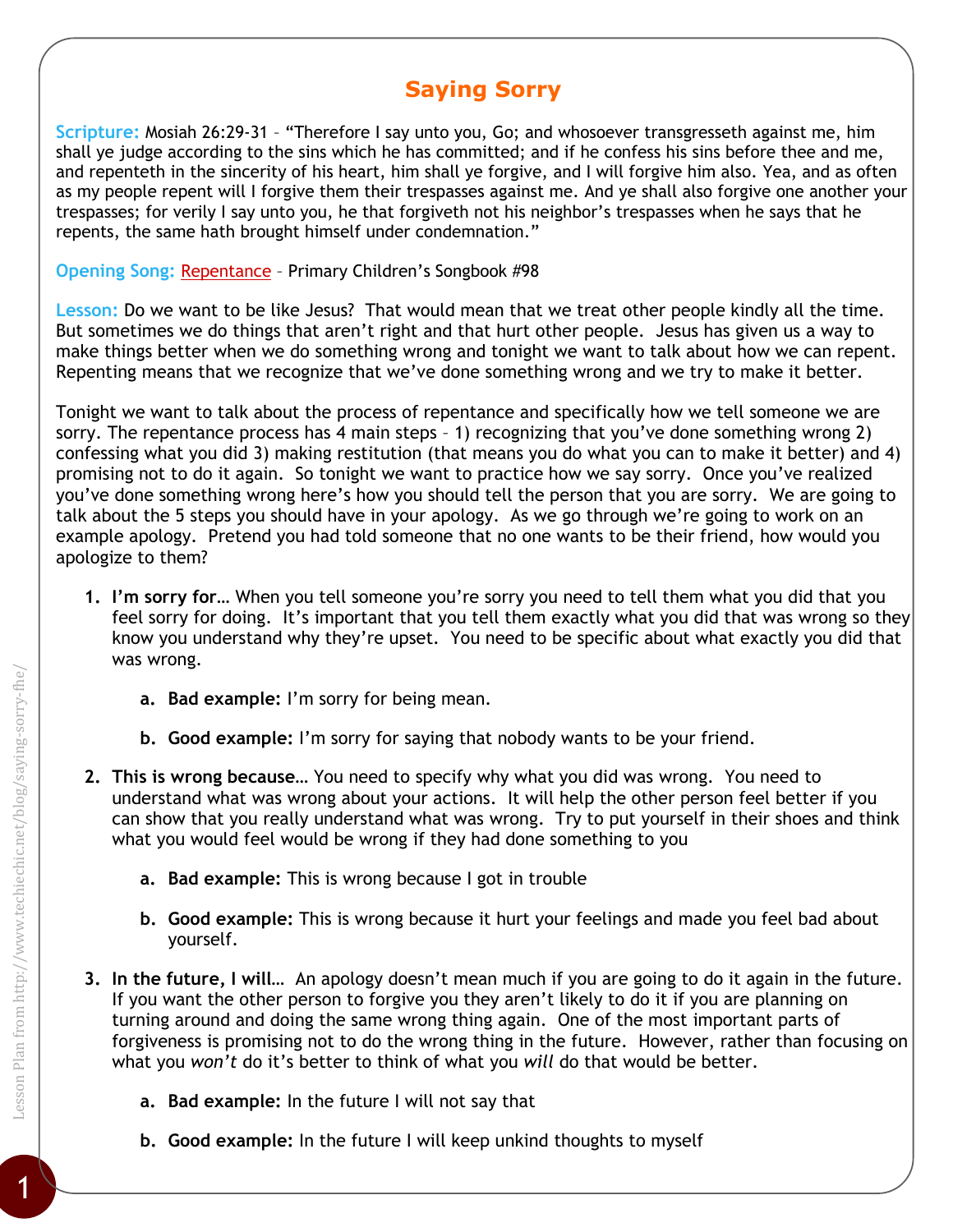# Saying Sorry

**Scripture:** Mosiah 26:29-31 – "Therefore I say unto you, Go; and whosoever transgresseth against me, him shall ye judge according to the sins which he has committed; and if he confess his sins before thee and me, and repenteth in the sincerity of his heart, him shall ye forgive, and I will forgive him also. Yea, and as often as my people repent will I forgive them their trespasses against me. And ye shall also forgive one another your trespasses; for verily I say unto you, he that forgiveth not his neighbor's trespasses when he says that he repents, the same hath brought himself under condemnation."

**Opening Song:** Repentance – Primary Children's Songbook #98

**Lesson:** Do we want to be like Jesus? That would mean that we treat other people kindly all the time. But sometimes we do things that aren't right and that hurt other people. Jesus has given us a way to make things better when we do something wrong and tonight we want to talk about how we can repent. Repenting means that we recognize that we've done something wrong and we try to make it better.

Tonight we want to talk about the process of repentance and specifically how we tell someone we are sorry. The repentance process has 4 main steps – 1) recognizing that you've done something wrong 2) confessing what you did 3) making restitution (that means you do what you can to make it better) and 4) promising not to do it again. So tonight we want to practice how we say sorry. Once you've realized you've done something wrong here's how you should tell the person that you are sorry. We are going to talk about the 5 steps you should have in your apology. As we go through we're going to work on an example apology. Pretend you had told someone that no one wants to be their friend, how would you apologize to them?

1. **I'm sorry for…** When you tell someone you're sorry you need to tell them what you did that you feel sorry for doing. It's important that you tell them exactly what you did that was wrong so they know you understand why they're upset. You need to be specific about what exactly you did that was wrong.
    a. **Bad example:** I'm sorry for being mean.
    b. **Good example:** I'm sorry for saying that nobody wants to be your friend.
2. **This is wrong because…** You need to specify why what you did was wrong. You need to understand what was wrong about your actions. It will help the other person feel better if you can show that you really understand what was wrong. Try to put yourself in their shoes and think what you would feel would be wrong if they had done something to you
    a. **Bad example:** This is wrong because I got in trouble
    b. **Good example:** This is wrong because it hurt your feelings and made you feel bad about yourself.
3. **In the future, I will…** An apology doesn't mean much if you are going to do it again in the future. If you want the other person to forgive you they aren't likely to do it if you are planning on turning around and doing the same wrong thing again. One of the most important parts of forgiveness is promising not to do the wrong thing in the future. However, rather than focusing on what you *won't* do it's better to think of what you *will* do that would be better.
    a. **Bad example:** In the future I will not say that
    b. **Good example:** In the future I will keep unkind thoughts to myself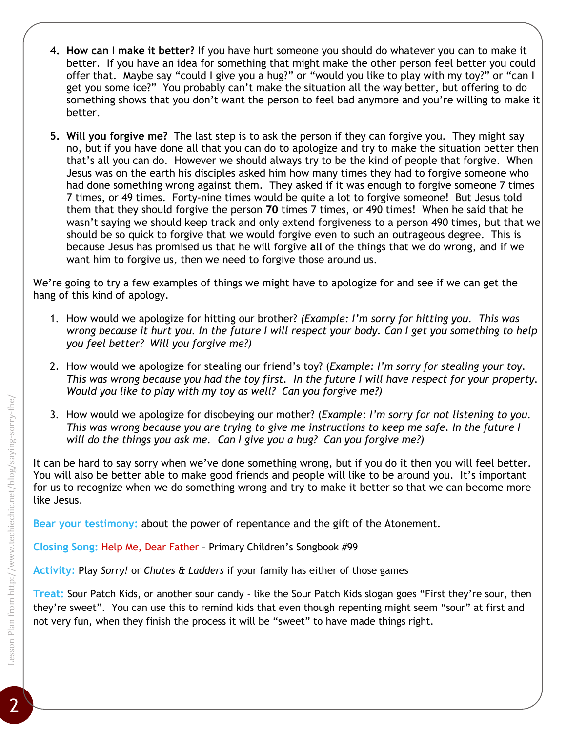4. **How can I make it better?** If you have hurt someone you should do whatever you can to make it better. If you have an idea for something that might make the other person feel better you could offer that. Maybe say "could I give you a hug?" or "would you like to play with my toy?" or "can I get you some ice?" You probably can't make the situation all the way better, but offering to do something shows that you don't want the person to feel bad anymore and you're willing to make it better.

5. **Will you forgive me?** The last step is to ask the person if they can forgive you. They might say no, but if you have done all that you can do to apologize and try to make the situation better then that's all you can do. However we should always try to be the kind of people that forgive. When Jesus was on the earth his disciples asked him how many times they had to forgive someone who had done something wrong against them. They asked if it was enough to forgive someone 7 times 7 times, or 49 times. Forty-nine times would be quite a lot to forgive someone! But Jesus told them that they should forgive the person **70** times 7 times, or 490 times! When he said that he wasn't saying we should keep track and only extend forgiveness to a person 490 times, but that we should be so quick to forgive that we would forgive even to such an outrageous degree. This is because Jesus has promised us that he will forgive **all** of the things that we do wrong, and if we want him to forgive us, then we need to forgive those around us.

We're going to try a few examples of things we might have to apologize for and see if we can get the hang of this kind of apology.

1. How would we apologize for hitting our brother? *(Example: I'm sorry for hitting you. This was wrong because it hurt you. In the future I will respect your body. Can I get you something to help you feel better? Will you forgive me?)*

2. How would we apologize for stealing our friend's toy? (*Example: I'm sorry for stealing your toy. This was wrong because you had the toy first. In the future I will have respect for your property. Would you like to play with my toy as well? Can you forgive me?)*

3. How would we apologize for disobeying our mother? (*Example: I'm sorry for not listening to you. This was wrong because you are trying to give me instructions to keep me safe. In the future I will do the things you ask me. Can I give you a hug? Can you forgive me?)*

It can be hard to say sorry when we've done something wrong, but if you do it then you will feel better. You will also be better able to make good friends and people will like to be around you. It's important for us to recognize when we do something wrong and try to make it better so that we can become more like Jesus.

**Bear your testimony:** about the power of repentance and the gift of the Atonement.

**Closing Song:** Help Me, Dear Father – Primary Children's Songbook #99

**Activity:** Play *Sorry!* or *Chutes & Ladders* if your family has either of those games

**Treat:** Sour Patch Kids, or another sour candy - like the Sour Patch Kids slogan goes "First they're sour, then they're sweet". You can use this to remind kids that even though repenting might seem "sour" at first and not very fun, when they finish the process it will be "sweet" to have made things right.

Lesson Plan from http://www.techiechic.net/blog/saying-sorry-the/